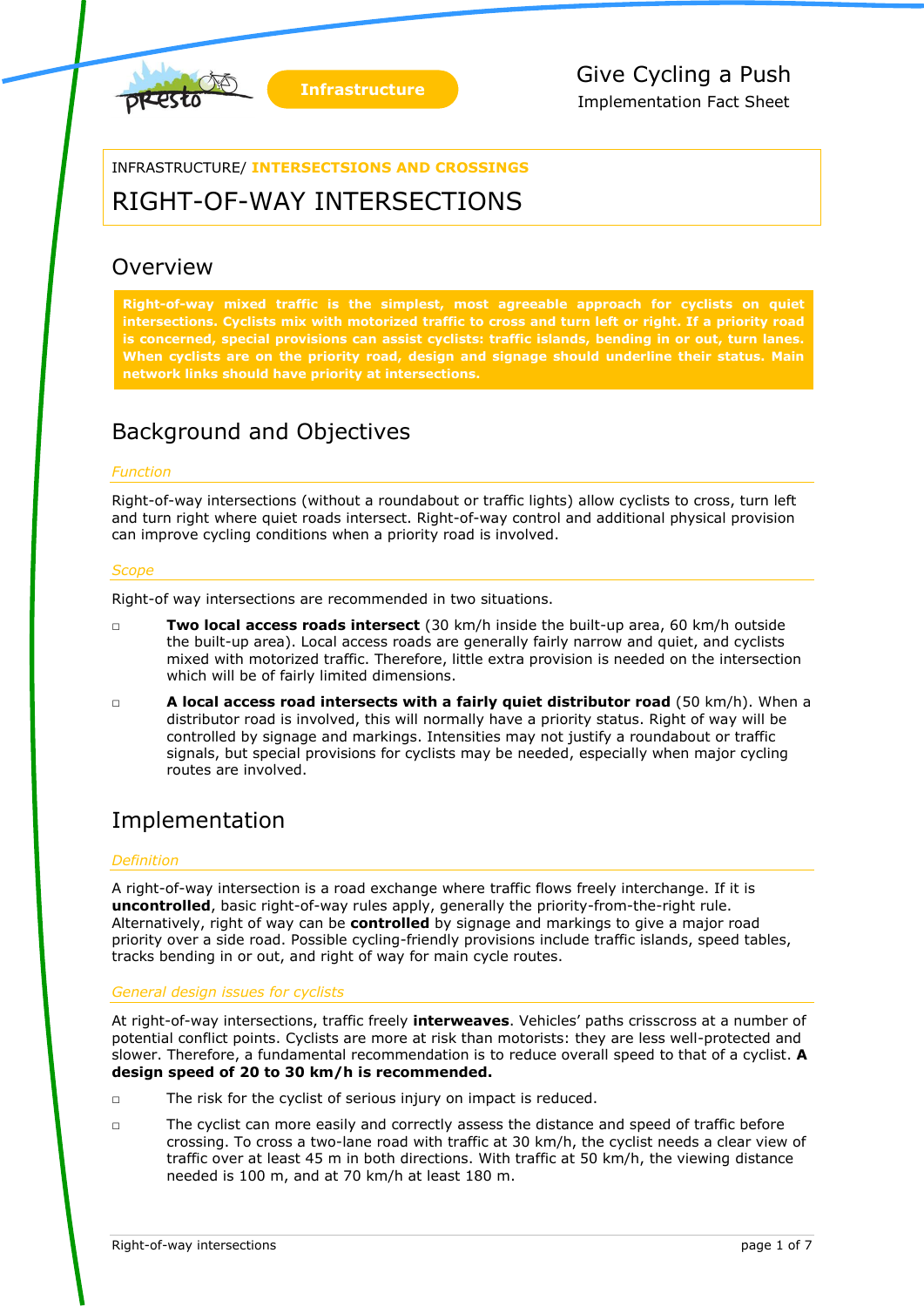Infrastructure

Give Cycling a Push

Implementation Fact Sheet

INFRASTRUCTURE/ **INTERSECTSIONS AND CROSSINGS**

# RIGHT-OF-WAY INTERSECTIONS

## Overview

**Right-of-way mixed traffic is the simplest, most agreeable approach for cyclists on quiet intersections. Cyclists mix with motorized traffic to cross and turn left or right. If a priority road is concerned, special provisions can assist cyclists: traffic islands, bending in or out, turn lanes. When cyclists are on the priority road, design and signage should underline their status. Main network links should have priority at intersections.**

## Background and Objectives

### *Function*

Right-of-way intersections (without a roundabout or traffic lights) allow cyclists to cross, turn left and turn right where quiet roads intersect. Right-of-way control and additional physical provision can improve cycling conditions when a priority road is involved.

### *Scope*

Right-of way intersections are recommended in two situations.

- **Two local access roads intersect** (30 km/h inside the built-up area, 60 km/h outside the built-up area). Local access roads are generally fairly narrow and quiet, and cyclists mixed with motorized traffic. Therefore, little extra provision is needed on the intersection which will be of fairly limited dimensions.
- **A local access road intersects with a fairly quiet distributor road** (50 km/h). When a distributor road is involved, this will normally have a priority status. Right of way will be controlled by signage and markings. Intensities may not justify a roundabout or traffic signals, but special provisions for cyclists may be needed, especially when major cycling routes are involved.

## Implementation

### *Definition*

A right-of-way intersection is a road exchange where traffic flows freely interchange. If it is **uncontrolled**, basic right-of-way rules apply, generally the priority-from-the-right rule. Alternatively, right of way can be **controlled** by signage and markings to give a major road priority over a side road. Possible cycling-friendly provisions include traffic islands, speed tables, tracks bending in or out, and right of way for main cycle routes.

### *General design issues for cyclists*

At right-of-way intersections, traffic freely **interweaves**. Vehicles' paths crisscross at a number of potential conflict points. Cyclists are more at risk than motorists: they are less well-protected and slower. Therefore, a fundamental recommendation is to reduce overall speed to that of a cyclist. **A design speed of 20 to 30 km/h is recommended.**

- The risk for the cyclist of serious injury on impact is reduced.
- The cyclist can more easily and correctly assess the distance and speed of traffic before crossing. To cross a two-lane road with traffic at 30 km/h, the cyclist needs a clear view of traffic over at least 45 m in both directions. With traffic at 50 km/h, the viewing distance needed is 100 m, and at 70 km/h at least 180 m.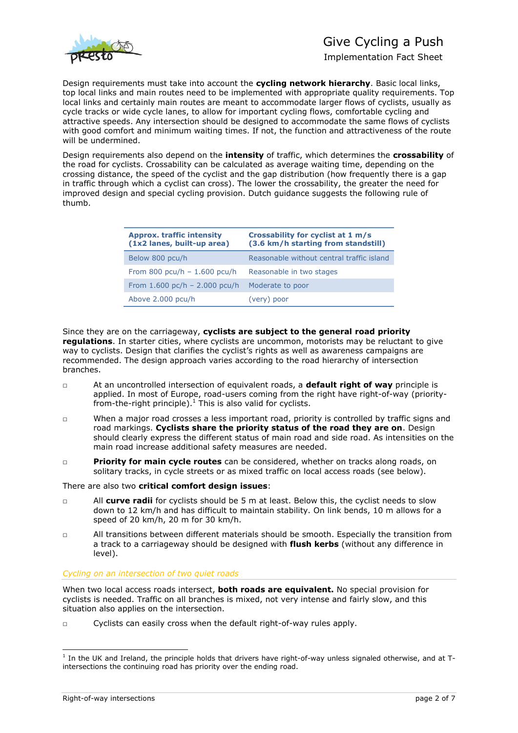Design requirements must take into account the **cycling network hierarchy**. Basic local links, top local links and main routes need to be implemented with appropriate quality requirements. Top local links and certainly main routes are meant to accommodate larger flows of cyclists, usually as cycle tracks or wide cycle lanes, to allow for important cycling flows, comfortable cycling and attractive speeds. Any intersection should be designed to accommodate the same flows of cyclists with good comfort and minimum waiting times. If not, the function and attractiveness of the route will be undermined.

Design requirements also depend on the **intensity** of traffic, which determines the **crossability** of the road for cyclists. Crossability can be calculated as average waiting time, depending on the crossing distance, the speed of the cyclist and the gap distribution (how frequently there is a gap in traffic through which a cyclist can cross). The lower the crossability, the greater the need for improved design and special cycling provision. Dutch guidance suggests the following rule of thumb.

| Approx. traffic intensity (1x2 lanes, built-up area) | Crossability for cyclist at 1 m/s (3.6 km/h starting from standstill) |
|---|---|
| Below 800 pcu/h | Reasonable without central traffic island |
| From 800 pcu/h – 1.600 pcu/h | Reasonable in two stages |
| From 1.600 pc/h – 2.000 pcu/h | Moderate to poor |
| Above 2.000 pcu/h | (very) poor |

Since they are on the carriageway, **cyclists are subject to the general road priority regulations**. In starter cities, where cyclists are uncommon, motorists may be reluctant to give way to cyclists. Design that clarifies the cyclist's rights as well as awareness campaigns are recommended. The design approach varies according to the road hierarchy of intersection branches.

- At an uncontrolled intersection of equivalent roads, a **default right of way** principle is applied. In most of Europe, road-users coming from the right have right-of-way (priority-from-the-right principle).[1] This is also valid for cyclists.
- When a major road crosses a less important road, priority is controlled by traffic signs and road markings. **Cyclists share the priority status of the road they are on**. Design should clearly express the different status of main road and side road. As intensities on the main road increase additional safety measures are needed.
- **Priority for main cycle routes** can be considered, whether on tracks along roads, on solitary tracks, in cycle streets or as mixed traffic on local access roads (see below).

There are also two **critical comfort design issues**:

- All **curve radii** for cyclists should be 5 m at least. Below this, the cyclist needs to slow down to 12 km/h and has difficult to maintain stability. On link bends, 10 m allows for a speed of 20 km/h, 20 m for 30 km/h.
- All transitions between different materials should be smooth. Especially the transition from a track to a carriageway should be designed with **flush kerbs** (without any difference in level).

### *Cycling on an intersection of two quiet roads*

When two local access roads intersect, **both roads are equivalent.** No special provision for cyclists is needed. Traffic on all branches is mixed, not very intense and fairly slow, and this situation also applies on the intersection.

- Cyclists can easily cross when the default right-of-way rules apply.

[1] In the UK and Ireland, the principle holds that drivers have right-of-way unless signaled otherwise, and at T-intersections the continuing road has priority over the ending road.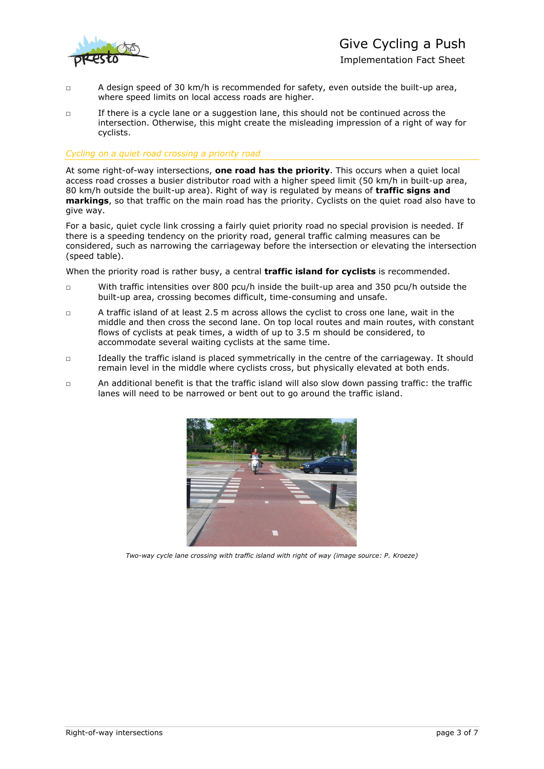- A design speed of 30 km/h is recommended for safety, even outside the built-up area, where speed limits on local access roads are higher.
- If there is a cycle lane or a suggestion lane, this should not be continued across the intersection. Otherwise, this might create the misleading impression of a right of way for cyclists.

### *Cycling on a quiet road crossing a priority road*

At some right-of-way intersections, **one road has the priority**. This occurs when a quiet local access road crosses a busier distributor road with a higher speed limit (50 km/h in built-up area, 80 km/h outside the built-up area). Right of way is regulated by means of **traffic signs and markings**, so that traffic on the main road has the priority. Cyclists on the quiet road also have to give way.

For a basic, quiet cycle link crossing a fairly quiet priority road no special provision is needed. If there is a speeding tendency on the priority road, general traffic calming measures can be considered, such as narrowing the carriageway before the intersection or elevating the intersection (speed table).

When the priority road is rather busy, a central **traffic island for cyclists** is recommended.

- With traffic intensities over 800 pcu/h inside the built-up area and 350 pcu/h outside the built-up area, crossing becomes difficult, time-consuming and unsafe.
- A traffic island of at least 2.5 m across allows the cyclist to cross one lane, wait in the middle and then cross the second lane. On top local routes and main routes, with constant flows of cyclists at peak times, a width of up to 3.5 m should be considered, to accommodate several waiting cyclists at the same time.
- Ideally the traffic island is placed symmetrically in the centre of the carriageway. It should remain level in the middle where cyclists cross, but physically elevated at both ends.
- An additional benefit is that the traffic island will also slow down passing traffic: the traffic lanes will need to be narrowed or bent out to go around the traffic island.

*Two-way cycle lane crossing with traffic island with right of way (image source: P. Kroeze)*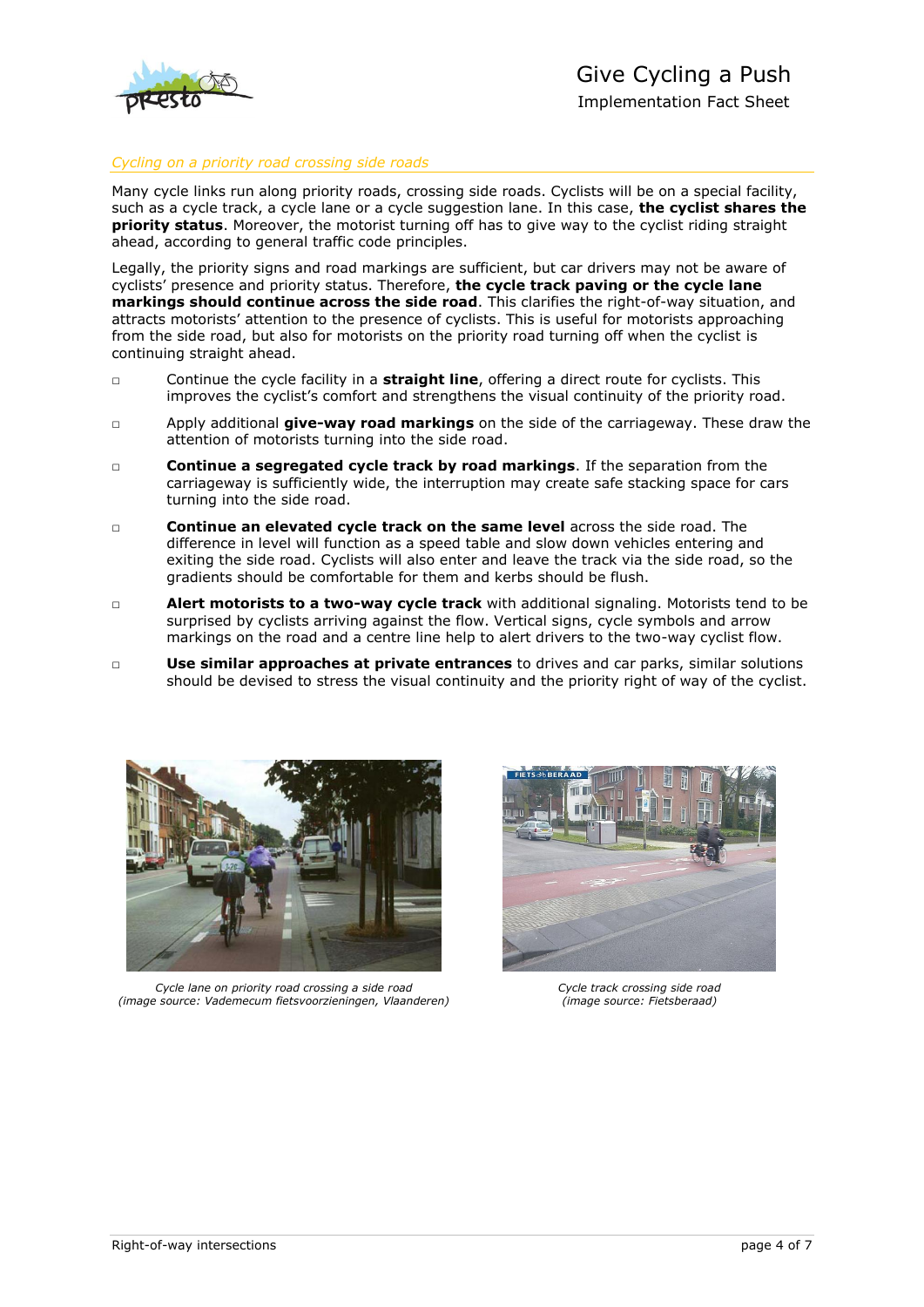*Cycling on a priority road crossing side roads*

Many cycle links run along priority roads, crossing side roads. Cyclists will be on a special facility, such as a cycle track, a cycle lane or a cycle suggestion lane. In this case, **the cyclist shares the priority status**. Moreover, the motorist turning off has to give way to the cyclist riding straight ahead, according to general traffic code principles.

Legally, the priority signs and road markings are sufficient, but car drivers may not be aware of cyclists' presence and priority status. Therefore, **the cycle track paving or the cycle lane markings should continue across the side road**. This clarifies the right-of-way situation, and attracts motorists' attention to the presence of cyclists. This is useful for motorists approaching from the side road, but also for motorists on the priority road turning off when the cyclist is continuing straight ahead.

- Continue the cycle facility in a **straight line**, offering a direct route for cyclists. This improves the cyclist's comfort and strengthens the visual continuity of the priority road.
- Apply additional **give-way road markings** on the side of the carriageway. These draw the attention of motorists turning into the side road.
- **Continue a segregated cycle track by road markings**. If the separation from the carriageway is sufficiently wide, the interruption may create safe stacking space for cars turning into the side road.
- **Continue an elevated cycle track on the same level** across the side road. The difference in level will function as a speed table and slow down vehicles entering and exiting the side road. Cyclists will also enter and leave the track via the side road, so the gradients should be comfortable for them and kerbs should be flush.
- **Alert motorists to a two-way cycle track** with additional signaling. Motorists tend to be surprised by cyclists arriving against the flow. Vertical signs, cycle symbols and arrow markings on the road and a centre line help to alert drivers to the two-way cyclist flow.
- **Use similar approaches at private entrances** to drives and car parks, similar solutions should be devised to stress the visual continuity and the priority right of way of the cyclist.

*Cycle lane on priority road crossing a side road*
*(image source: Vademecum fietsvoorzieningen, Vlaanderen)*

*Cycle track crossing side road*
*(image source: Fietsberaad)*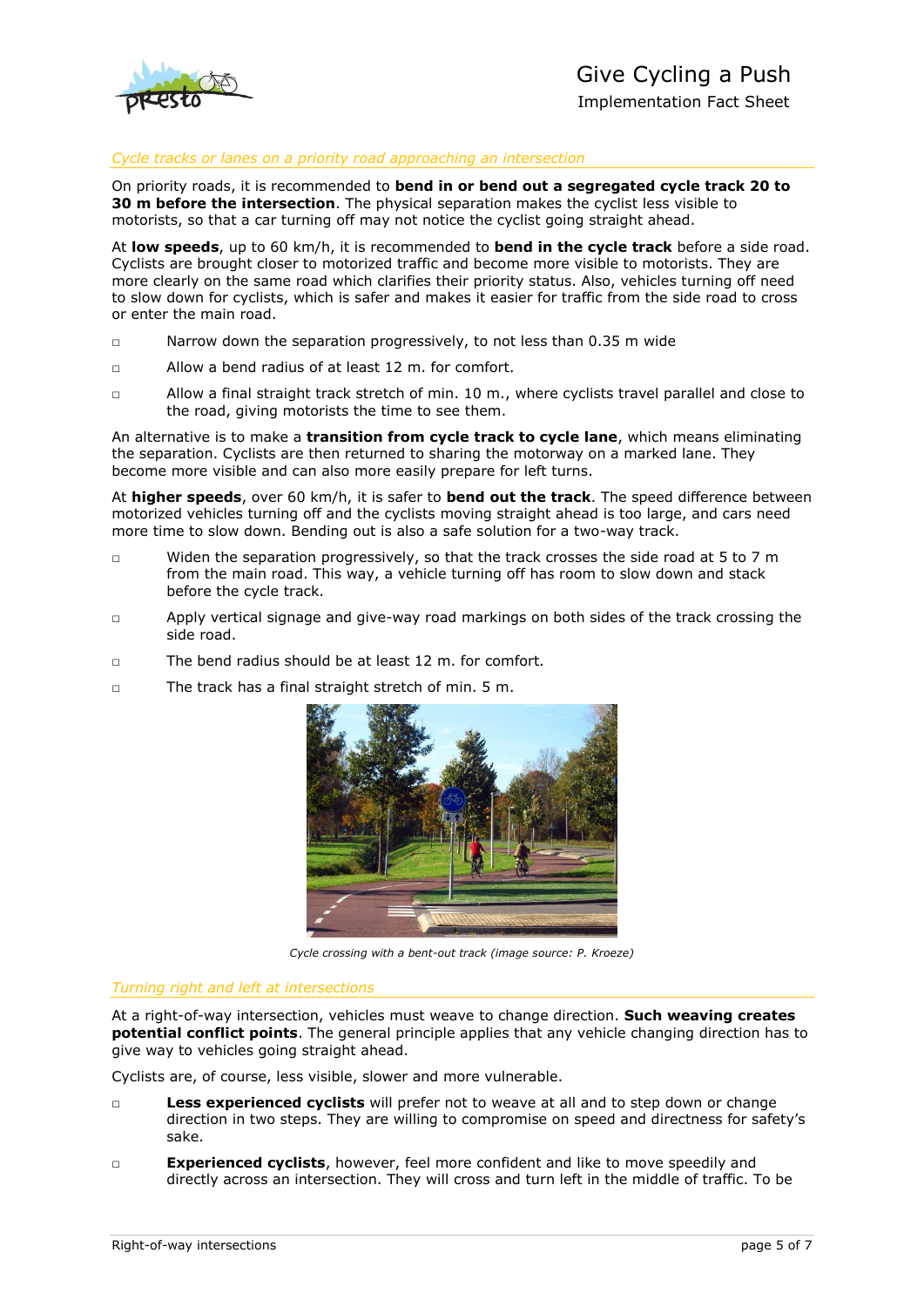*Cycle tracks or lanes on a priority road approaching an intersection*

On priority roads, it is recommended to **bend in or bend out a segregated cycle track 20 to 30 m before the intersection**. The physical separation makes the cyclist less visible to motorists, so that a car turning off may not notice the cyclist going straight ahead.

At **low speeds**, up to 60 km/h, it is recommended to **bend in the cycle track** before a side road. Cyclists are brought closer to motorized traffic and become more visible to motorists. They are more clearly on the same road which clarifies their priority status. Also, vehicles turning off need to slow down for cyclists, which is safer and makes it easier for traffic from the side road to cross or enter the main road.

- Narrow down the separation progressively, to not less than 0.35 m wide
- Allow a bend radius of at least 12 m. for comfort.
- Allow a final straight track stretch of min. 10 m., where cyclists travel parallel and close to the road, giving motorists the time to see them.

An alternative is to make a **transition from cycle track to cycle lane**, which means eliminating the separation. Cyclists are then returned to sharing the motorway on a marked lane. They become more visible and can also more easily prepare for left turns.

At **higher speeds**, over 60 km/h, it is safer to **bend out the track**. The speed difference between motorized vehicles turning off and the cyclists moving straight ahead is too large, and cars need more time to slow down. Bending out is also a safe solution for a two-way track.

- Widen the separation progressively, so that the track crosses the side road at 5 to 7 m from the main road. This way, a vehicle turning off has room to slow down and stack before the cycle track.
- Apply vertical signage and give-way road markings on both sides of the track crossing the side road.
- The bend radius should be at least 12 m. for comfort.
- The track has a final straight stretch of min. 5 m.

*Cycle crossing with a bent-out track (image source: P. Kroeze)*

*Turning right and left at intersections*

At a right-of-way intersection, vehicles must weave to change direction. **Such weaving creates potential conflict points**. The general principle applies that any vehicle changing direction has to give way to vehicles going straight ahead.

Cyclists are, of course, less visible, slower and more vulnerable.

- **Less experienced cyclists** will prefer not to weave at all and to step down or change direction in two steps. They are willing to compromise on speed and directness for safety's sake.
- **Experienced cyclists**, however, feel more confident and like to move speedily and directly across an intersection. They will cross and turn left in the middle of traffic. To be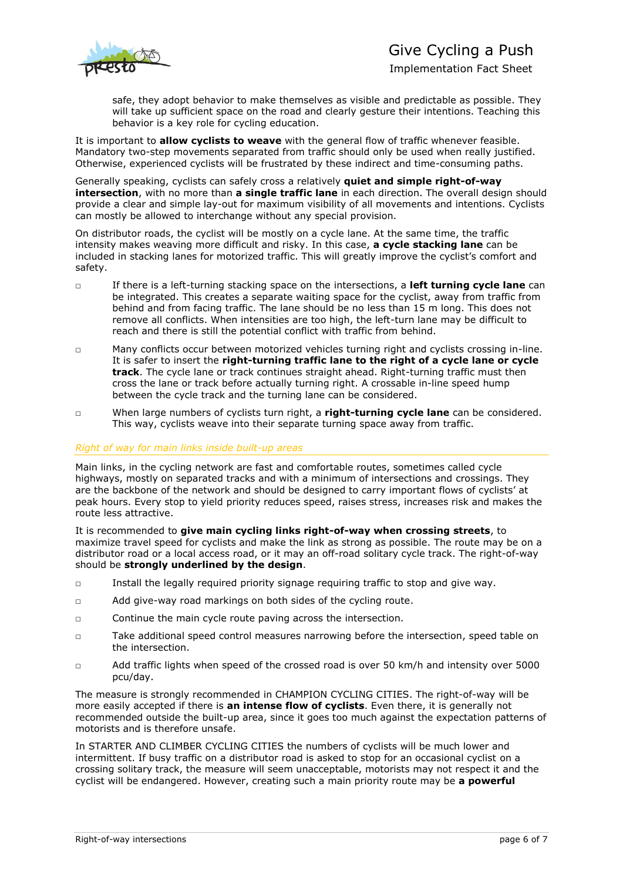safe, they adopt behavior to make themselves as visible and predictable as possible. They will take up sufficient space on the road and clearly gesture their intentions. Teaching this behavior is a key role for cycling education.

It is important to **allow cyclists to weave** with the general flow of traffic whenever feasible. Mandatory two-step movements separated from traffic should only be used when really justified. Otherwise, experienced cyclists will be frustrated by these indirect and time-consuming paths.

Generally speaking, cyclists can safely cross a relatively **quiet and simple right-of-way intersection**, with no more than **a single traffic lane** in each direction. The overall design should provide a clear and simple lay-out for maximum visibility of all movements and intentions. Cyclists can mostly be allowed to interchange without any special provision.

On distributor roads, the cyclist will be mostly on a cycle lane. At the same time, the traffic intensity makes weaving more difficult and risky. In this case, **a cycle stacking lane** can be included in stacking lanes for motorized traffic. This will greatly improve the cyclist's comfort and safety.

- If there is a left-turning stacking space on the intersections, a **left turning cycle lane** can be integrated. This creates a separate waiting space for the cyclist, away from traffic from behind and from facing traffic. The lane should be no less than 15 m long. This does not remove all conflicts. When intensities are too high, the left-turn lane may be difficult to reach and there is still the potential conflict with traffic from behind.
- Many conflicts occur between motorized vehicles turning right and cyclists crossing in-line. It is safer to insert the **right-turning traffic lane to the right of a cycle lane or cycle track**. The cycle lane or track continues straight ahead. Right-turning traffic must then cross the lane or track before actually turning right. A crossable in-line speed hump between the cycle track and the turning lane can be considered.
- When large numbers of cyclists turn right, a **right-turning cycle lane** can be considered. This way, cyclists weave into their separate turning space away from traffic.

### *Right of way for main links inside built-up areas*

Main links, in the cycling network are fast and comfortable routes, sometimes called cycle highways, mostly on separated tracks and with a minimum of intersections and crossings. They are the backbone of the network and should be designed to carry important flows of cyclists' at peak hours. Every stop to yield priority reduces speed, raises stress, increases risk and makes the route less attractive.

It is recommended to **give main cycling links right-of-way when crossing streets**, to maximize travel speed for cyclists and make the link as strong as possible. The route may be on a distributor road or a local access road, or it may an off-road solitary cycle track. The right-of-way should be **strongly underlined by the design**.

- Install the legally required priority signage requiring traffic to stop and give way.
- Add give-way road markings on both sides of the cycling route.
- Continue the main cycle route paving across the intersection.
- Take additional speed control measures narrowing before the intersection, speed table on the intersection.
- Add traffic lights when speed of the crossed road is over 50 km/h and intensity over 5000 pcu/day.

The measure is strongly recommended in CHAMPION CYCLING CITIES. The right-of-way will be more easily accepted if there is **an intense flow of cyclists**. Even there, it is generally not recommended outside the built-up area, since it goes too much against the expectation patterns of motorists and is therefore unsafe.

In STARTER AND CLIMBER CYCLING CITIES the numbers of cyclists will be much lower and intermittent. If busy traffic on a distributor road is asked to stop for an occasional cyclist on a crossing solitary track, the measure will seem unacceptable, motorists may not respect it and the cyclist will be endangered. However, creating such a main priority route may be **a powerful**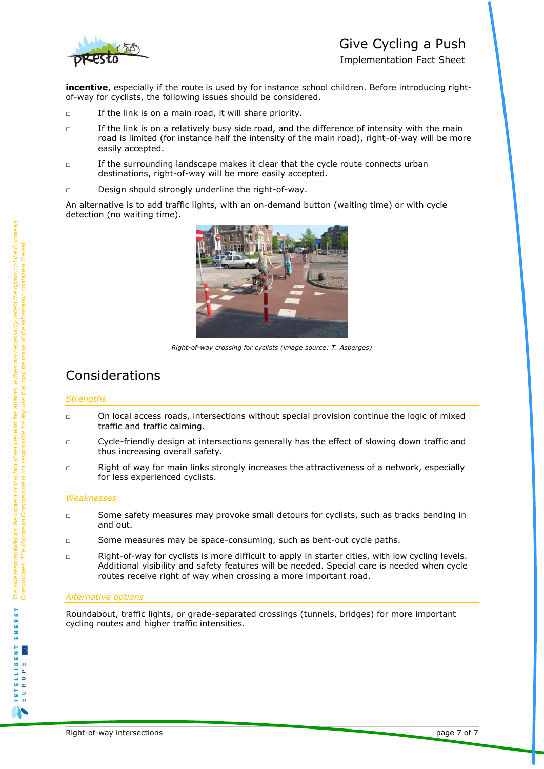**incentive**, especially if the route is used by for instance school children. Before introducing right-of-way for cyclists, the following issues should be considered.

- If the link is on a main road, it will share priority.
- If the link is on a relatively busy side road, and the difference of intensity with the main road is limited (for instance half the intensity of the main road), right-of-way will be more easily accepted.
- If the surrounding landscape makes it clear that the cycle route connects urban destinations, right-of-way will be more easily accepted.
- Design should strongly underline the right-of-way.

An alternative is to add traffic lights, with an on-demand button (waiting time) or with cycle detection (no waiting time).

*Right-of-way crossing for cyclists (image source: T. Asperges)*

## Considerations

### *Strengths*

- On local access roads, intersections without special provision continue the logic of mixed traffic and traffic calming.
- Cycle-friendly design at intersections generally has the effect of slowing down traffic and thus increasing overall safety.
- Right of way for main links strongly increases the attractiveness of a network, especially for less experienced cyclists.

### *Weaknesses*

- Some safety measures may provoke small detours for cyclists, such as tracks bending in and out.
- Some measures may be space-consuming, such as bent-out cycle paths.
- Right-of-way for cyclists is more difficult to apply in starter cities, with low cycling levels. Additional visibility and safety features will be needed. Special care is needed when cycle routes receive right of way when crossing a more important road.

### *Alternative options*

Roundabout, traffic lights, or grade-separated crossings (tunnels, bridges) for more important cycling routes and higher traffic intensities.